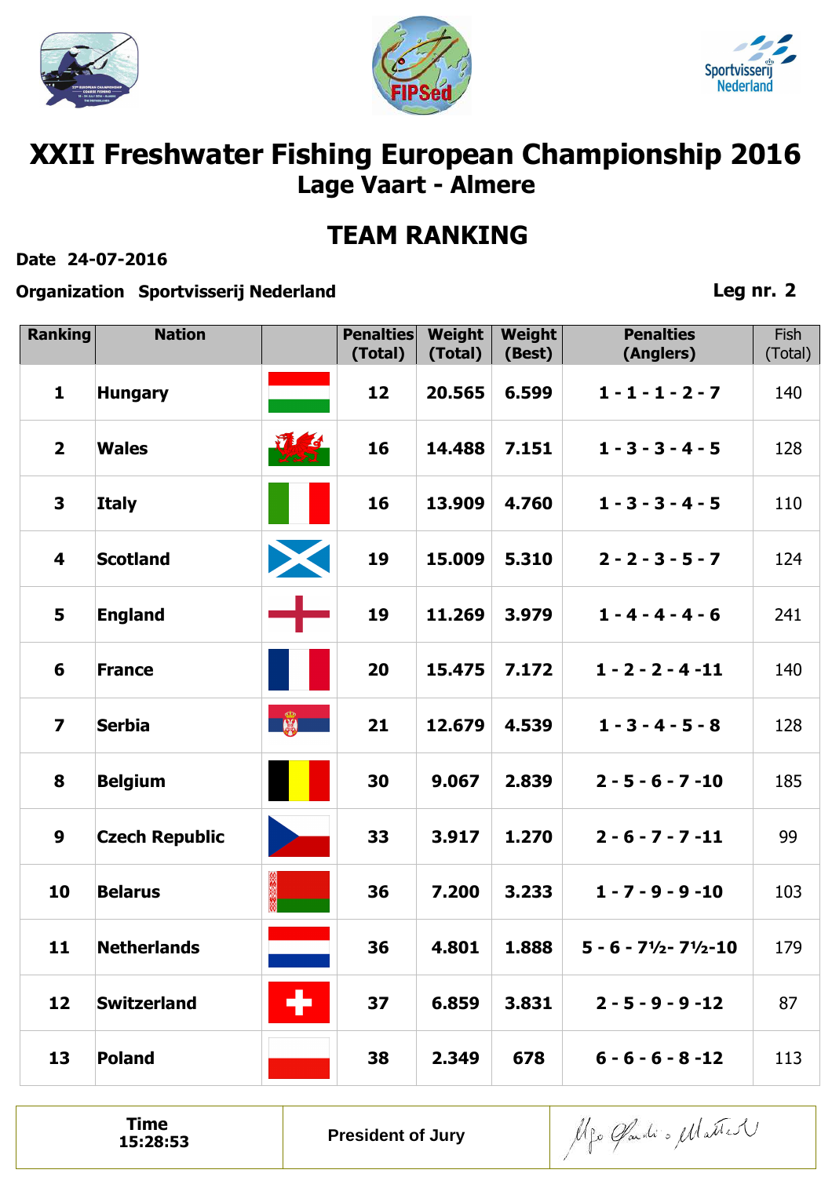# XXII Freshwater Fishing European Championship 2016

## Lage Vaart - Almere

## TEAM RANKING

**Date 24-07-2016**

**Organization Sportvisserij Nederland**

**Leg nr. 2**

| Ranking | Nation | | Penalties (Total) | Weight (Total) | Weight (Best) | Penalties (Anglers) | Fish (Total) |
|---|---|---|---|---|---|---|---|
| 1 | Hungary | | 12 | 20.565 | 6.599 | 1 - 1 - 1 - 2 - 7 | 140 |
| 2 | Wales | | 16 | 14.488 | 7.151 | 1 - 3 - 3 - 4 - 5 | 128 |
| 3 | Italy | | 16 | 13.909 | 4.760 | 1 - 3 - 3 - 4 - 5 | 110 |
| 4 | Scotland | | 19 | 15.009 | 5.310 | 2 - 2 - 3 - 5 - 7 | 124 |
| 5 | England | | 19 | 11.269 | 3.979 | 1 - 4 - 4 - 4 - 6 | 241 |
| 6 | France | | 20 | 15.475 | 7.172 | 1 - 2 - 2 - 4 -11 | 140 |
| 7 | Serbia | | 21 | 12.679 | 4.539 | 1 - 3 - 4 - 5 - 8 | 128 |
| 8 | Belgium | | 30 | 9.067 | 2.839 | 2 - 5 - 6 - 7 -10 | 185 |
| 9 | Czech Republic | | 33 | 3.917 | 1.270 | 2 - 6 - 7 - 7 -11 | 99 |
| 10 | Belarus | | 36 | 7.200 | 3.233 | 1 - 7 - 9 - 9 -10 | 103 |
| 11 | Netherlands | | 36 | 4.801 | 1.888 | 5 - 6 - 7½- 7½-10 | 179 |
| 12 | Switzerland | | 37 | 6.859 | 3.831 | 2 - 5 - 9 - 9 -12 | 87 |
| 13 | Poland | | 38 | 2.349 | 678 | 6 - 6 - 6 - 8 -12 | 113 |

| Time 15:28:53 | President of Jury | |
|---|---|---|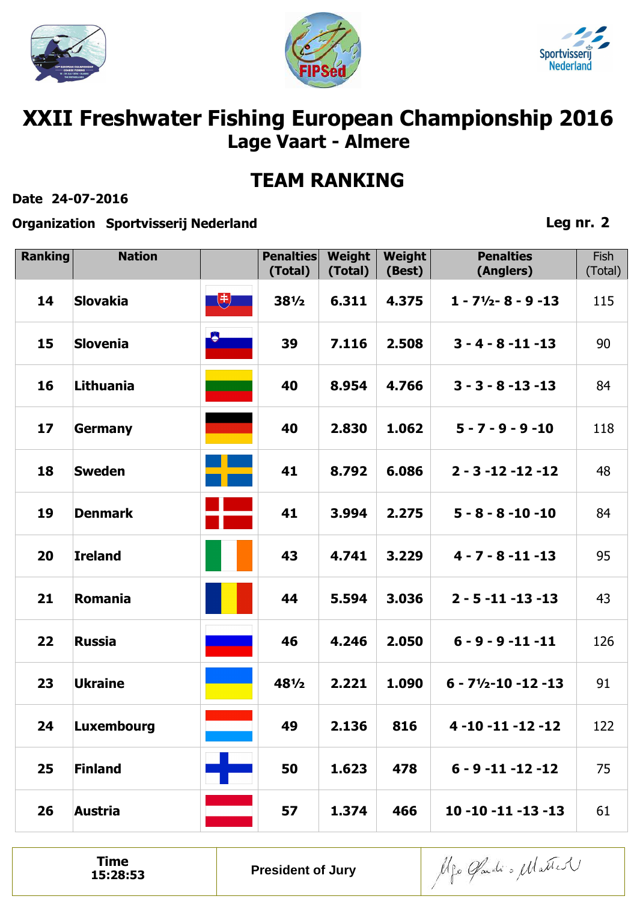# XXII Freshwater Fishing European Championship 2016

## Lage Vaart - Almere

## TEAM RANKING

**Date 24-07-2016**

**Organization Sportvisserij Nederland** **Leg nr. 2**

| Ranking | Nation | | Penalties (Total) | Weight (Total) | Weight (Best) | Penalties (Anglers) | Fish (Total) |
|---|---|---|---|---|---|---|---|
| 14 | Slovakia | | 38½ | 6.311 | 4.375 | 1 - 7½- 8 - 9 -13 | 115 |
| 15 | Slovenia | | 39 | 7.116 | 2.508 | 3 - 4 - 8 -11 -13 | 90 |
| 16 | Lithuania | | 40 | 8.954 | 4.766 | 3 - 3 - 8 -13 -13 | 84 |
| 17 | Germany | | 40 | 2.830 | 1.062 | 5 - 7 - 9 - 9 -10 | 118 |
| 18 | Sweden | | 41 | 8.792 | 6.086 | 2 - 3 -12 -12 -12 | 48 |
| 19 | Denmark | | 41 | 3.994 | 2.275 | 5 - 8 - 8 -10 -10 | 84 |
| 20 | Ireland | | 43 | 4.741 | 3.229 | 4 - 7 - 8 -11 -13 | 95 |
| 21 | Romania | | 44 | 5.594 | 3.036 | 2 - 5 -11 -13 -13 | 43 |
| 22 | Russia | | 46 | 4.246 | 2.050 | 6 - 9 - 9 -11 -11 | 126 |
| 23 | Ukraine | | 48½ | 2.221 | 1.090 | 6 - 7½-10 -12 -13 | 91 |
| 24 | Luxembourg | | 49 | 2.136 | 816 | 4 -10 -11 -12 -12 | 122 |
| 25 | Finland | | 50 | 1.623 | 478 | 6 - 9 -11 -12 -12 | 75 |
| 26 | Austria | | 57 | 1.374 | 466 | 10 -10 -11 -13 -13 | 61 |

| Time 15:28:53 | President of Jury | |
|---|---|---|